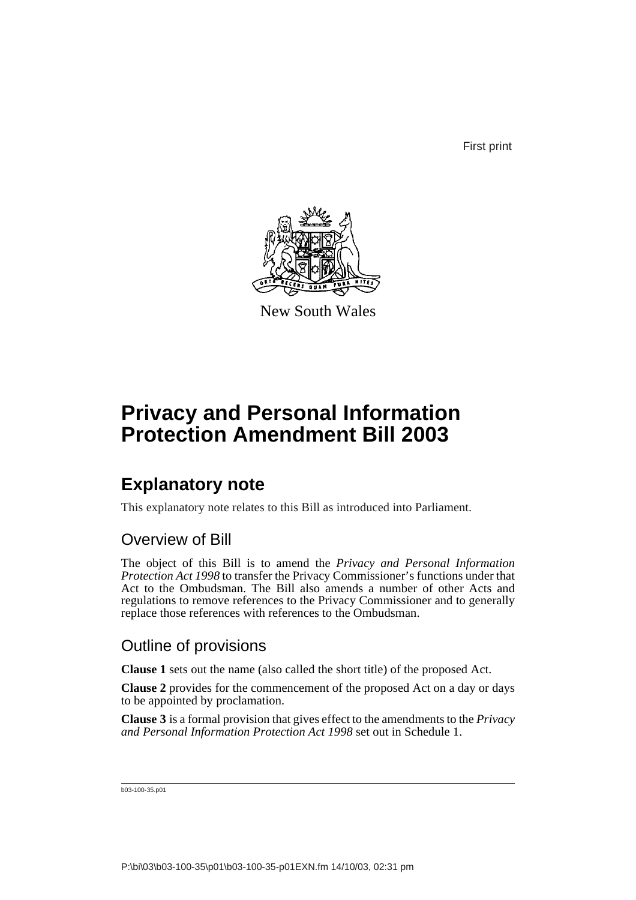First print

New South Wales

# Privacy and Personal Information Protection Amendment Bill 2003

## Explanatory note

This explanatory note relates to this Bill as introduced into Parliament.

### Overview of Bill

The object of this Bill is to amend the *Privacy and Personal Information Protection Act 1998* to transfer the Privacy Commissioner's functions under that Act to the Ombudsman. The Bill also amends a number of other Acts and regulations to remove references to the Privacy Commissioner and to generally replace those references with references to the Ombudsman.

### Outline of provisions

**Clause 1** sets out the name (also called the short title) of the proposed Act.

**Clause 2** provides for the commencement of the proposed Act on a day or days to be appointed by proclamation.

**Clause 3** is a formal provision that gives effect to the amendments to the *Privacy and Personal Information Protection Act 1998* set out in Schedule 1.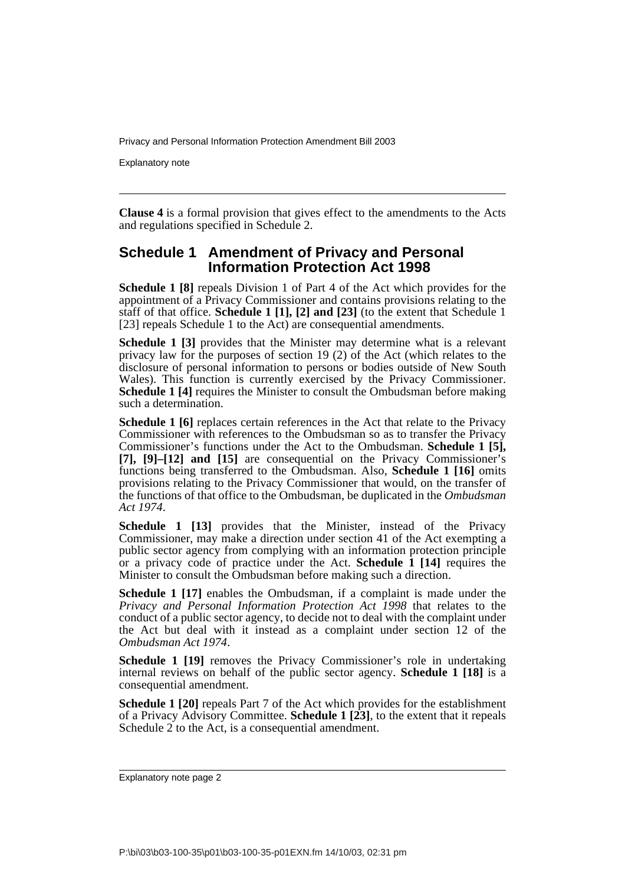**Clause 4** is a formal provision that gives effect to the amendments to the Acts and regulations specified in Schedule 2.

## Schedule 1 Amendment of Privacy and Personal Information Protection Act 1998

**Schedule 1 [8]** repeals Division 1 of Part 4 of the Act which provides for the appointment of a Privacy Commissioner and contains provisions relating to the staff of that office. **Schedule 1 [1], [2] and [23]** (to the extent that Schedule 1 [23] repeals Schedule 1 to the Act) are consequential amendments.

**Schedule 1 [3]** provides that the Minister may determine what is a relevant privacy law for the purposes of section 19 (2) of the Act (which relates to the disclosure of personal information to persons or bodies outside of New South Wales). This function is currently exercised by the Privacy Commissioner. **Schedule 1 [4]** requires the Minister to consult the Ombudsman before making such a determination.

**Schedule 1 [6]** replaces certain references in the Act that relate to the Privacy Commissioner with references to the Ombudsman so as to transfer the Privacy Commissioner's functions under the Act to the Ombudsman. **Schedule 1 [5], [7], [9]–[12] and [15]** are consequential on the Privacy Commissioner's functions being transferred to the Ombudsman. Also, **Schedule 1 [16]** omits provisions relating to the Privacy Commissioner that would, on the transfer of the functions of that office to the Ombudsman, be duplicated in the *Ombudsman Act 1974*.

**Schedule 1 [13]** provides that the Minister, instead of the Privacy Commissioner, may make a direction under section 41 of the Act exempting a public sector agency from complying with an information protection principle or a privacy code of practice under the Act. **Schedule 1 [14]** requires the Minister to consult the Ombudsman before making such a direction.

**Schedule 1 [17]** enables the Ombudsman, if a complaint is made under the *Privacy and Personal Information Protection Act 1998* that relates to the conduct of a public sector agency, to decide not to deal with the complaint under the Act but deal with it instead as a complaint under section 12 of the *Ombudsman Act 1974*.

**Schedule 1 [19]** removes the Privacy Commissioner's role in undertaking internal reviews on behalf of the public sector agency. **Schedule 1 [18]** is a consequential amendment.

**Schedule 1 [20]** repeals Part 7 of the Act which provides for the establishment of a Privacy Advisory Committee. **Schedule 1 [23]**, to the extent that it repeals Schedule 2 to the Act, is a consequential amendment.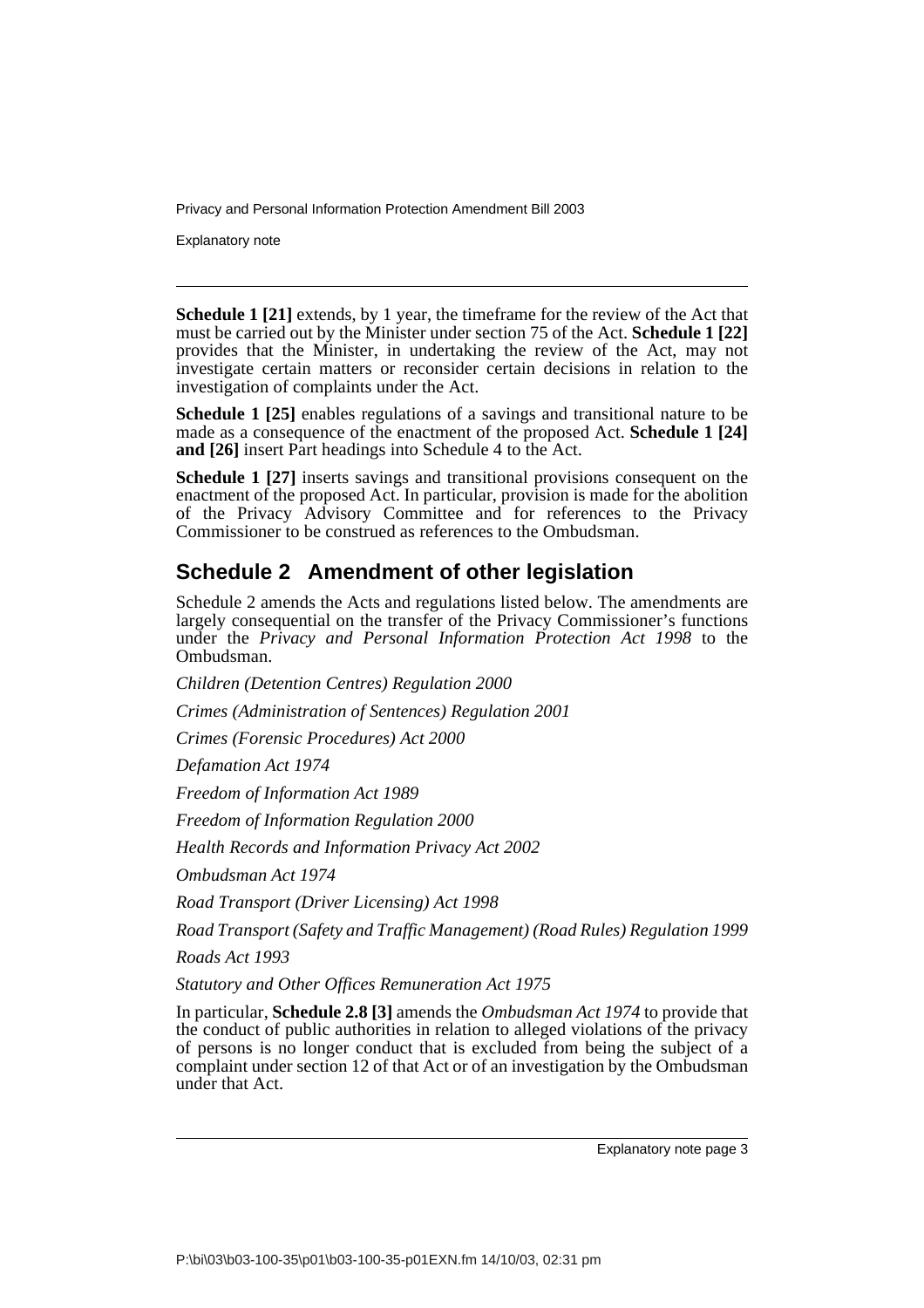**Schedule 1 [21]** extends, by 1 year, the timeframe for the review of the Act that must be carried out by the Minister under section 75 of the Act. **Schedule 1 [22]** provides that the Minister, in undertaking the review of the Act, may not investigate certain matters or reconsider certain decisions in relation to the investigation of complaints under the Act.

**Schedule 1 [25]** enables regulations of a savings and transitional nature to be made as a consequence of the enactment of the proposed Act. **Schedule 1 [24] and [26]** insert Part headings into Schedule 4 to the Act.

**Schedule 1 [27]** inserts savings and transitional provisions consequent on the enactment of the proposed Act. In particular, provision is made for the abolition of the Privacy Advisory Committee and for references to the Privacy Commissioner to be construed as references to the Ombudsman.

## Schedule 2 Amendment of other legislation

Schedule 2 amends the Acts and regulations listed below. The amendments are largely consequential on the transfer of the Privacy Commissioner's functions under the *Privacy and Personal Information Protection Act 1998* to the Ombudsman.

*Children (Detention Centres) Regulation 2000*

*Crimes (Administration of Sentences) Regulation 2001*

*Crimes (Forensic Procedures) Act 2000*

*Defamation Act 1974*

*Freedom of Information Act 1989*

*Freedom of Information Regulation 2000*

*Health Records and Information Privacy Act 2002*

*Ombudsman Act 1974*

*Road Transport (Driver Licensing) Act 1998*

*Road Transport (Safety and Traffic Management) (Road Rules) Regulation 1999*

*Roads Act 1993*

*Statutory and Other Offices Remuneration Act 1975*

In particular, **Schedule 2.8 [3]** amends the *Ombudsman Act 1974* to provide that the conduct of public authorities in relation to alleged violations of the privacy of persons is no longer conduct that is excluded from being the subject of a complaint under section 12 of that Act or of an investigation by the Ombudsman under that Act.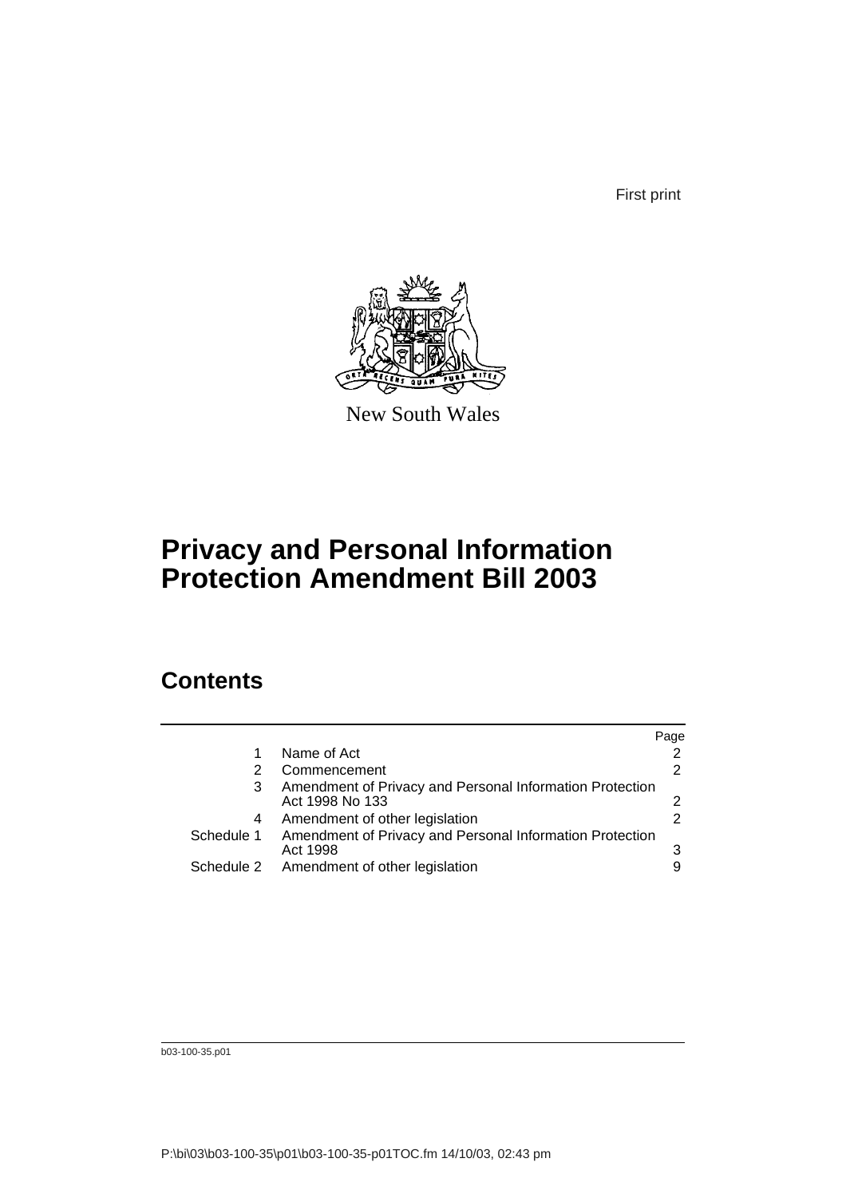First print

New South Wales

# Privacy and Personal Information Protection Amendment Bill 2003

## Contents

| | | Page |
|---|---|---|
| 1 | Name of Act | 2 |
| 2 | Commencement | 2 |
| 3 | Amendment of Privacy and Personal Information Protection Act 1998 No 133 | 2 |
| 4 | Amendment of other legislation | 2 |
| Schedule 1 | Amendment of Privacy and Personal Information Protection Act 1998 | 3 |
| Schedule 2 | Amendment of other legislation | 9 |

b03-100-35.p01

P:\bi\03\b03-100-35\p01\b03-100-35-p01TOC.fm 14/10/03, 02:43 pm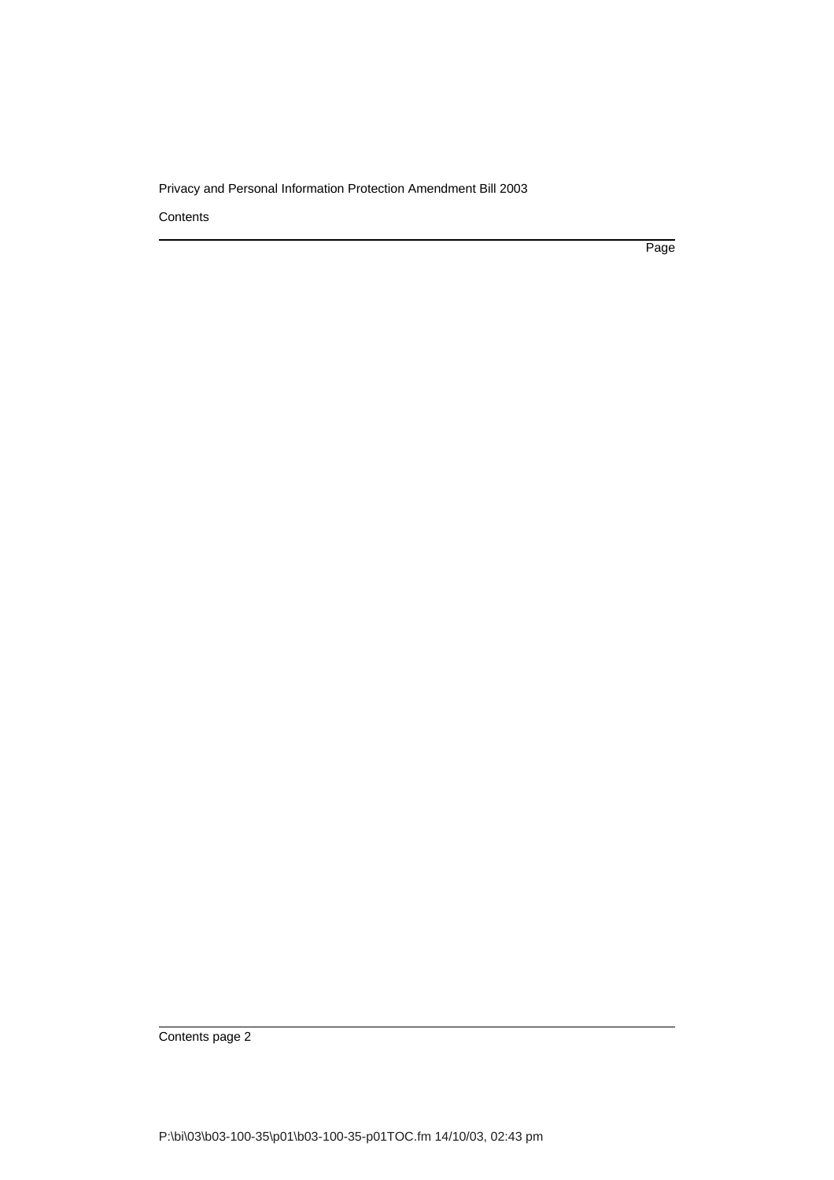Contents

Page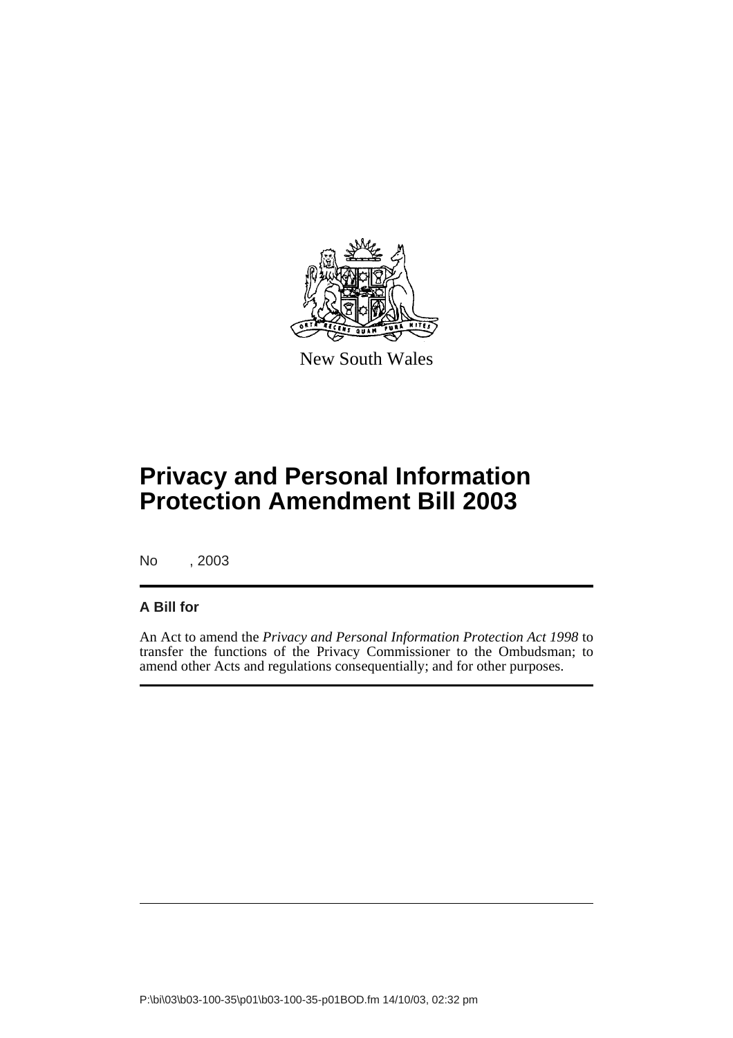New South Wales

# Privacy and Personal Information Protection Amendment Bill 2003

No , 2003

## A Bill for

An Act to amend the *Privacy and Personal Information Protection Act 1998* to transfer the functions of the Privacy Commissioner to the Ombudsman; to amend other Acts and regulations consequentially; and for other purposes.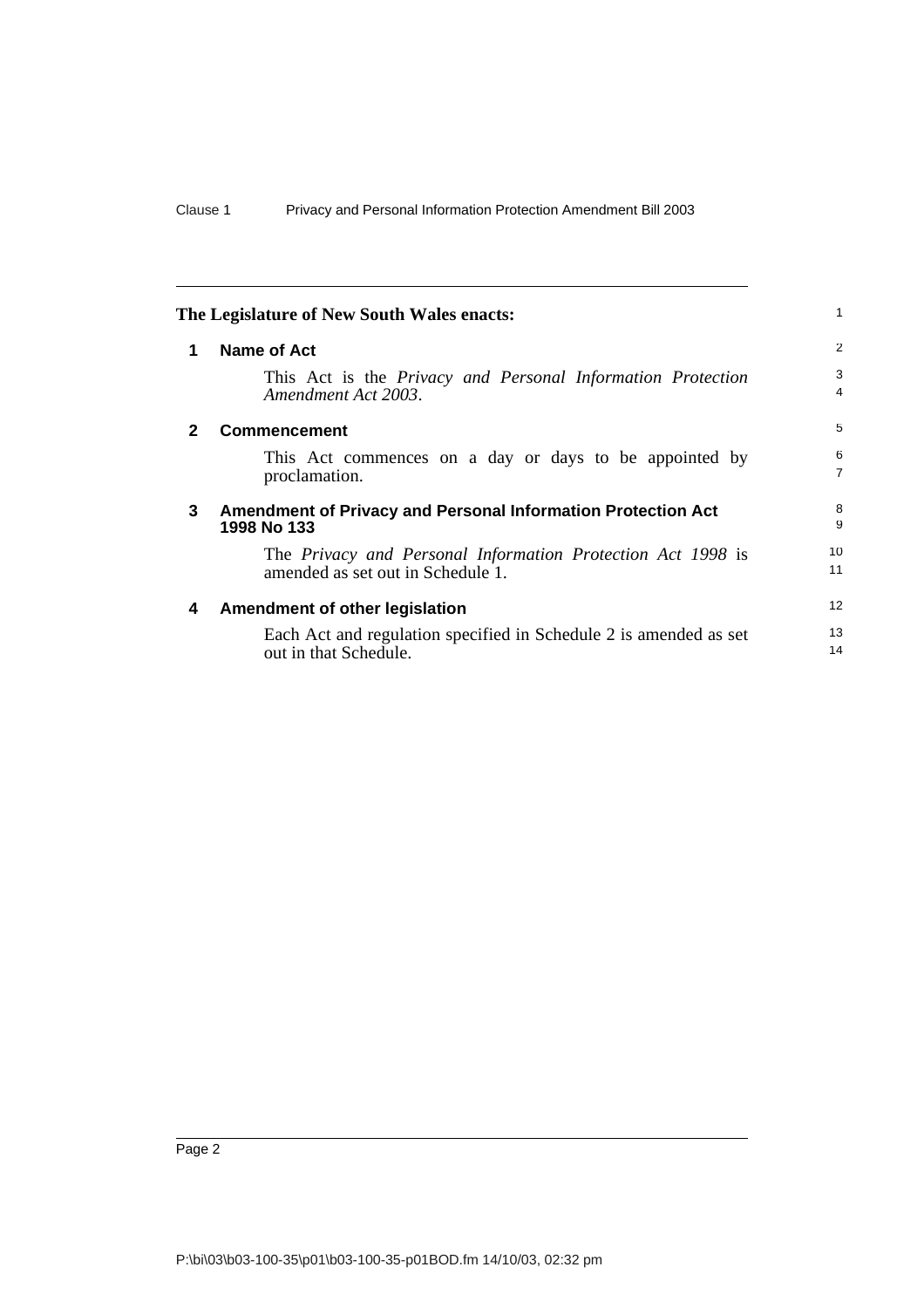**The Legislature of New South Wales enacts:**

## 1 Name of Act

This Act is the *Privacy and Personal Information Protection Amendment Act 2003*.

## 2 Commencement

This Act commences on a day or days to be appointed by proclamation.

## 3 Amendment of Privacy and Personal Information Protection Act 1998 No 133

The *Privacy and Personal Information Protection Act 1998* is amended as set out in Schedule 1.

## 4 Amendment of other legislation

Each Act and regulation specified in Schedule 2 is amended as set out in that Schedule.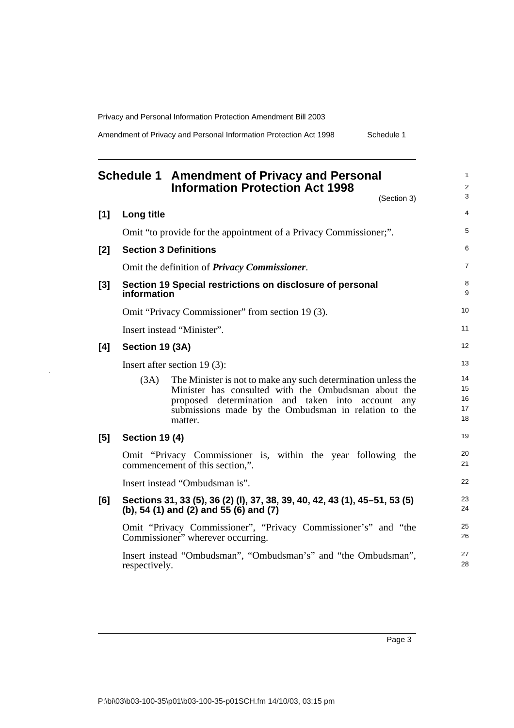# Schedule 1 Amendment of Privacy and Personal Information Protection Act 1998

(Section 3)

## [1] Long title

Omit "to provide for the appointment of a Privacy Commissioner;".

## [2] Section 3 Definitions

Omit the definition of ***Privacy Commissioner***.

## [3] Section 19 Special restrictions on disclosure of personal information

Omit "Privacy Commissioner" from section 19 (3).

Insert instead "Minister".

## [4] Section 19 (3A)

Insert after section 19 (3):

> (3A) The Minister is not to make any such determination unless the Minister has consulted with the Ombudsman about the proposed determination and taken into account any submissions made by the Ombudsman in relation to the matter.

## [5] Section 19 (4)

Omit "Privacy Commissioner is, within the year following the commencement of this section,".

Insert instead "Ombudsman is".

## [6] Sections 31, 33 (5), 36 (2) (l), 37, 38, 39, 40, 42, 43 (1), 45–51, 53 (5) (b), 54 (1) and (2) and 55 (6) and (7)

Omit "Privacy Commissioner", "Privacy Commissioner's" and "the Commissioner" wherever occurring.

Insert instead "Ombudsman", "Ombudsman's" and "the Ombudsman", respectively.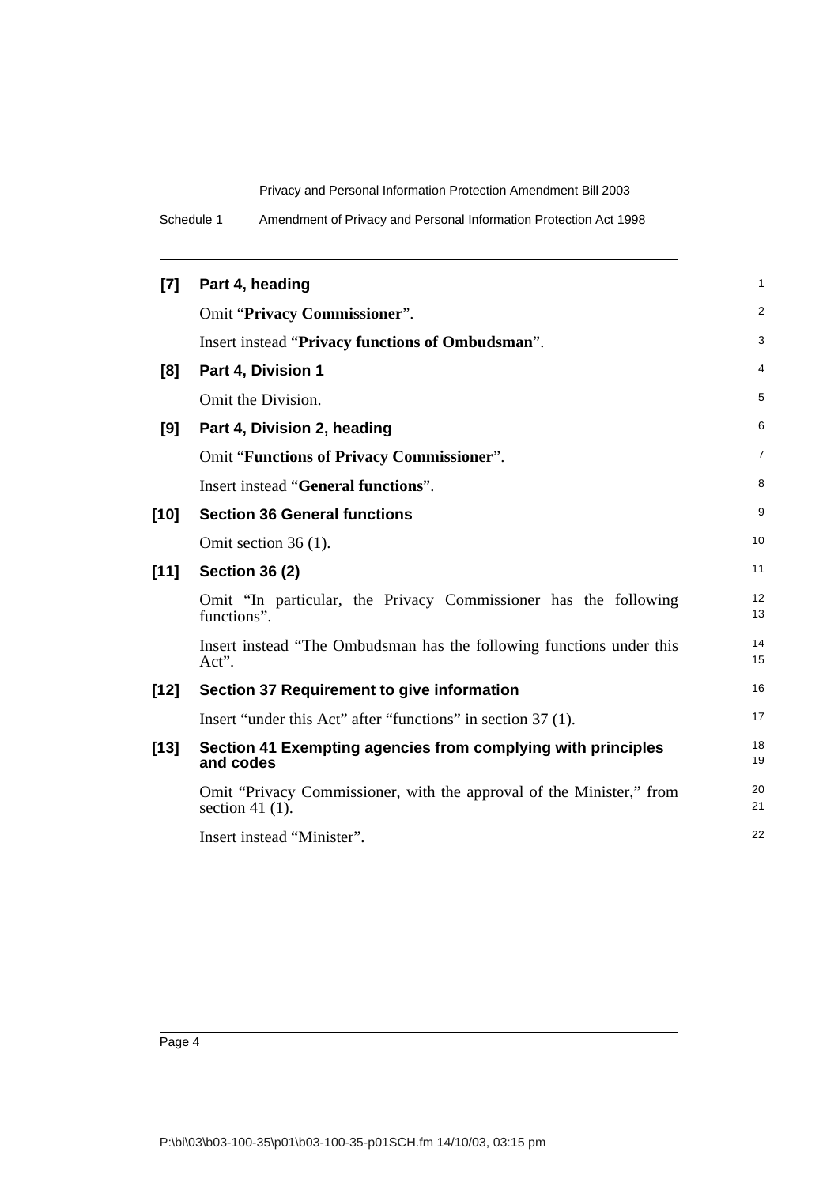**[7] Part 4, heading**

Omit "**Privacy Commissioner**".

Insert instead "**Privacy functions of Ombudsman**".

**[8] Part 4, Division 1**

Omit the Division.

**[9] Part 4, Division 2, heading**

Omit "**Functions of Privacy Commissioner**".

Insert instead "**General functions**".

**[10] Section 36 General functions**

Omit section 36 (1).

**[11] Section 36 (2)**

Omit "In particular, the Privacy Commissioner has the following functions".

Insert instead "The Ombudsman has the following functions under this Act".

**[12] Section 37 Requirement to give information**

Insert "under this Act" after "functions" in section 37 (1).

**[13] Section 41 Exempting agencies from complying with principles and codes**

Omit "Privacy Commissioner, with the approval of the Minister," from section 41 (1).

Insert instead "Minister".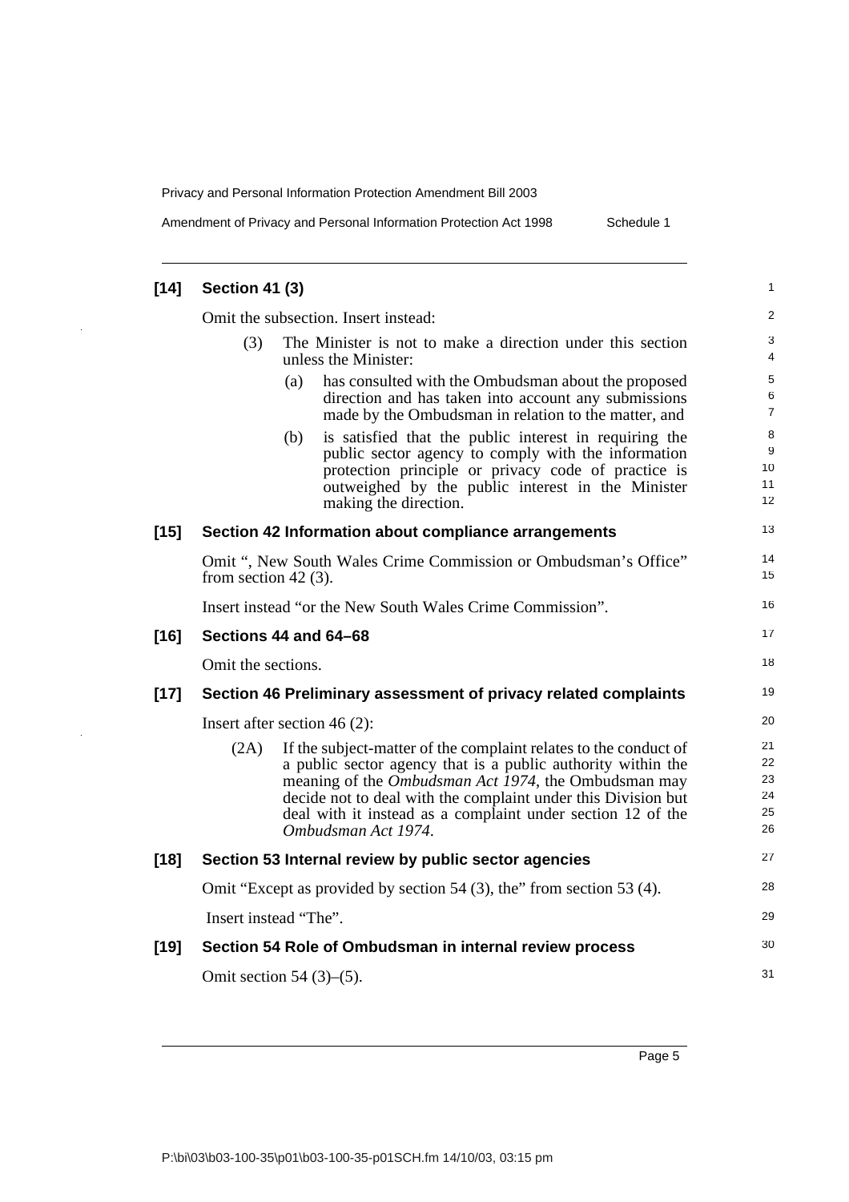**[14] Section 41 (3)**

Omit the subsection. Insert instead:

(3) The Minister is not to make a direction under this section unless the Minister:

(a) has consulted with the Ombudsman about the proposed direction and has taken into account any submissions made by the Ombudsman in relation to the matter, and

(b) is satisfied that the public interest in requiring the public sector agency to comply with the information protection principle or privacy code of practice is outweighed by the public interest in the Minister making the direction.

**[15] Section 42 Information about compliance arrangements**

Omit ", New South Wales Crime Commission or Ombudsman's Office" from section 42 (3).

Insert instead "or the New South Wales Crime Commission".

**[16] Sections 44 and 64–68**

Omit the sections.

**[17] Section 46 Preliminary assessment of privacy related complaints**

Insert after section 46 (2):

(2A) If the subject-matter of the complaint relates to the conduct of a public sector agency that is a public authority within the meaning of the *Ombudsman Act 1974*, the Ombudsman may decide not to deal with the complaint under this Division but deal with it instead as a complaint under section 12 of the *Ombudsman Act 1974*.

**[18] Section 53 Internal review by public sector agencies**

Omit "Except as provided by section 54 (3), the" from section 53 (4).

Insert instead "The".

**[19] Section 54 Role of Ombudsman in internal review process**

Omit section 54 (3)–(5).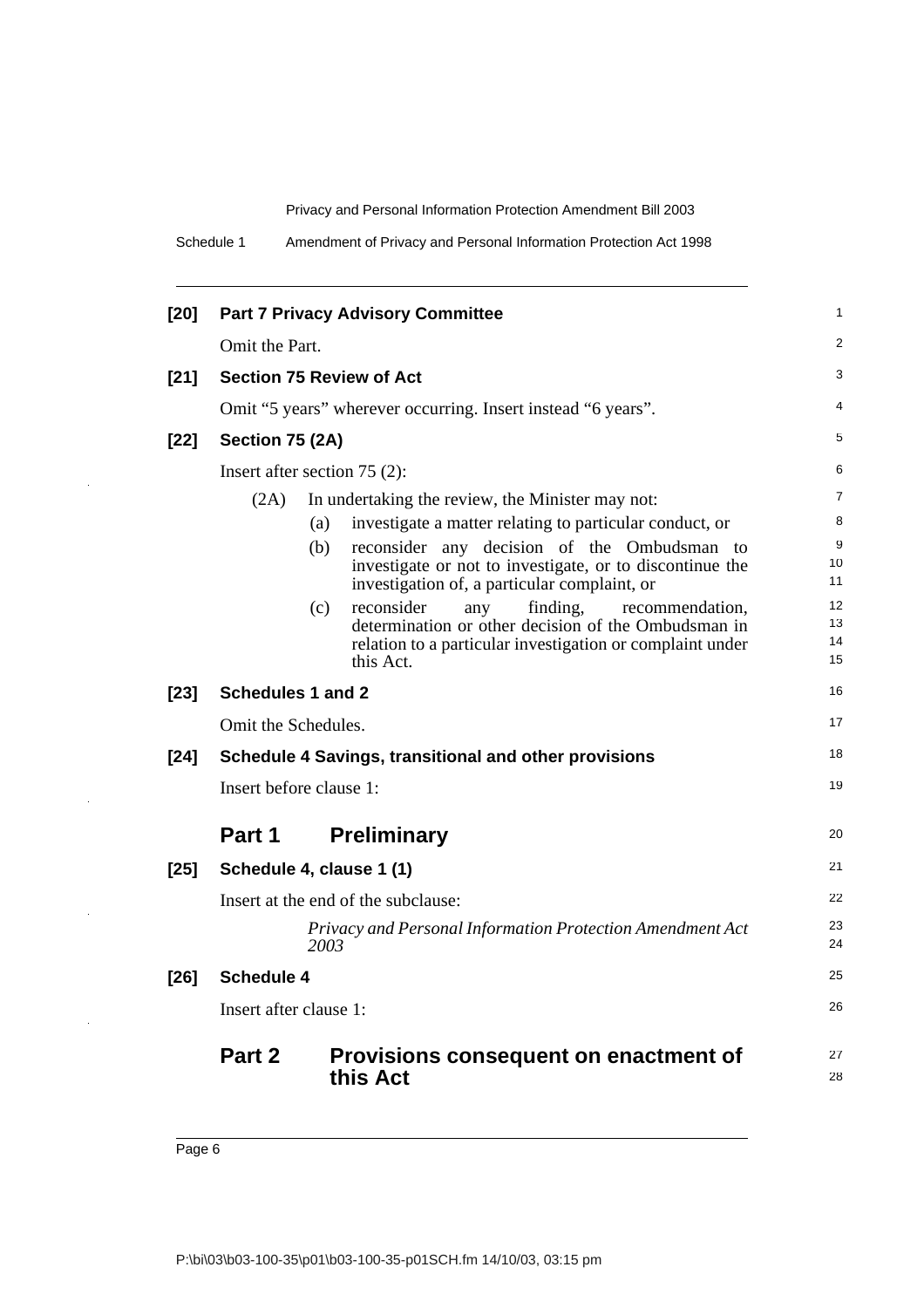**[20] Part 7 Privacy Advisory Committee**

Omit the Part.

**[21] Section 75 Review of Act**

Omit "5 years" wherever occurring. Insert instead "6 years".

**[22] Section 75 (2A)**

Insert after section 75 (2):

(2A) In undertaking the review, the Minister may not:

(a) investigate a matter relating to particular conduct, or

(b) reconsider any decision of the Ombudsman to investigate or not to investigate, or to discontinue the investigation of, a particular complaint, or

(c) reconsider any finding, recommendation, determination or other decision of the Ombudsman in relation to a particular investigation or complaint under this Act.

**[23] Schedules 1 and 2**

Omit the Schedules.

**[24] Schedule 4 Savings, transitional and other provisions**

Insert before clause 1:

## Part 1 Preliminary

**[25] Schedule 4, clause 1 (1)**

Insert at the end of the subclause:

*Privacy and Personal Information Protection Amendment Act 2003*

**[26] Schedule 4**

Insert after clause 1:

## Part 2 Provisions consequent on enactment of this Act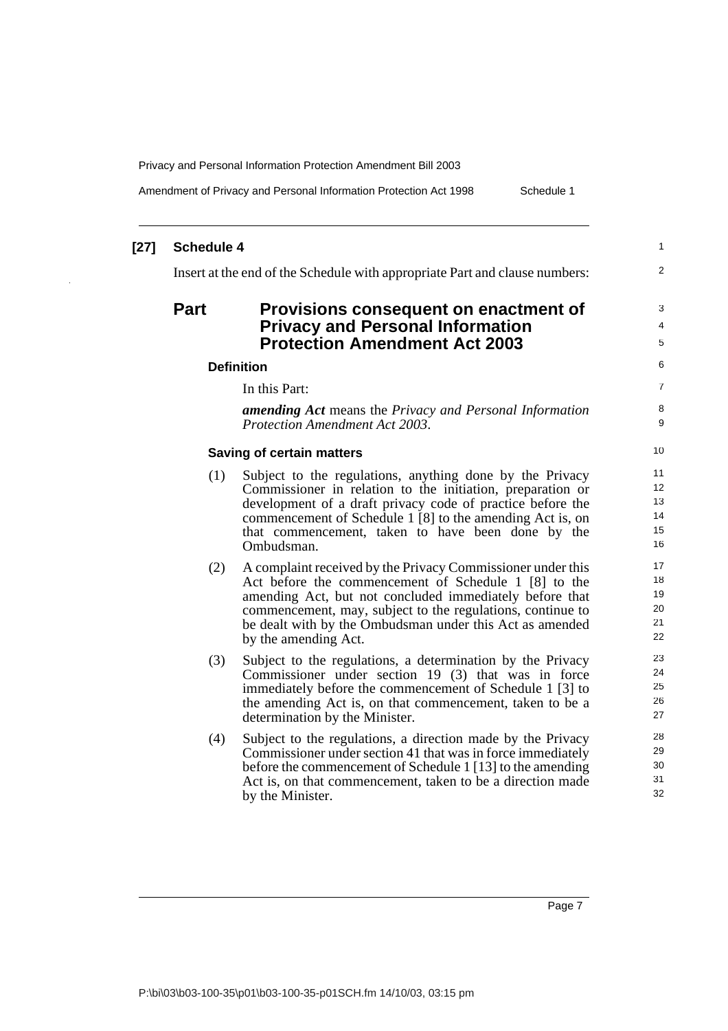**[27] Schedule 4**

Insert at the end of the Schedule with appropriate Part and clause numbers:

## Part Provisions consequent on enactment of Privacy and Personal Information Protection Amendment Act 2003

**Definition**

In this Part:

***amending Act*** means the *Privacy and Personal Information Protection Amendment Act 2003*.

**Saving of certain matters**

(1) Subject to the regulations, anything done by the Privacy Commissioner in relation to the initiation, preparation or development of a draft privacy code of practice before the commencement of Schedule 1 [8] to the amending Act is, on that commencement, taken to have been done by the Ombudsman.

(2) A complaint received by the Privacy Commissioner under this Act before the commencement of Schedule 1 [8] to the amending Act, but not concluded immediately before that commencement, may, subject to the regulations, continue to be dealt with by the Ombudsman under this Act as amended by the amending Act.

(3) Subject to the regulations, a determination by the Privacy Commissioner under section 19 (3) that was in force immediately before the commencement of Schedule 1 [3] to the amending Act is, on that commencement, taken to be a determination by the Minister.

(4) Subject to the regulations, a direction made by the Privacy Commissioner under section 41 that was in force immediately before the commencement of Schedule 1 [13] to the amending Act is, on that commencement, taken to be a direction made by the Minister.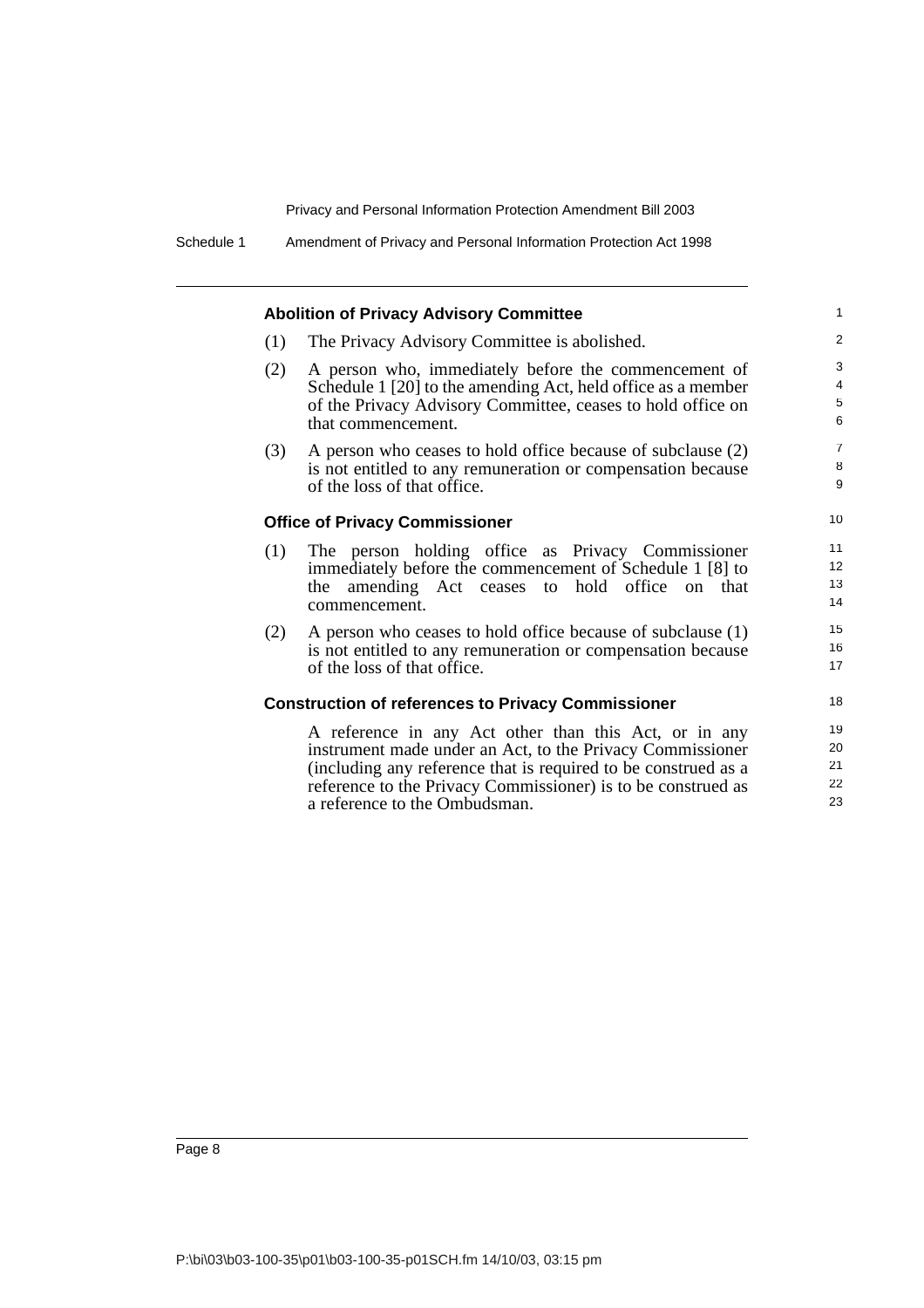### Abolition of Privacy Advisory Committee

(1) The Privacy Advisory Committee is abolished.

(2) A person who, immediately before the commencement of Schedule 1 [20] to the amending Act, held office as a member of the Privacy Advisory Committee, ceases to hold office on that commencement.

(3) A person who ceases to hold office because of subclause (2) is not entitled to any remuneration or compensation because of the loss of that office.

### Office of Privacy Commissioner

(1) The person holding office as Privacy Commissioner immediately before the commencement of Schedule 1 [8] to the amending Act ceases to hold office on that commencement.

(2) A person who ceases to hold office because of subclause (1) is not entitled to any remuneration or compensation because of the loss of that office.

### Construction of references to Privacy Commissioner

A reference in any Act other than this Act, or in any instrument made under an Act, to the Privacy Commissioner (including any reference that is required to be construed as a reference to the Privacy Commissioner) is to be construed as a reference to the Ombudsman.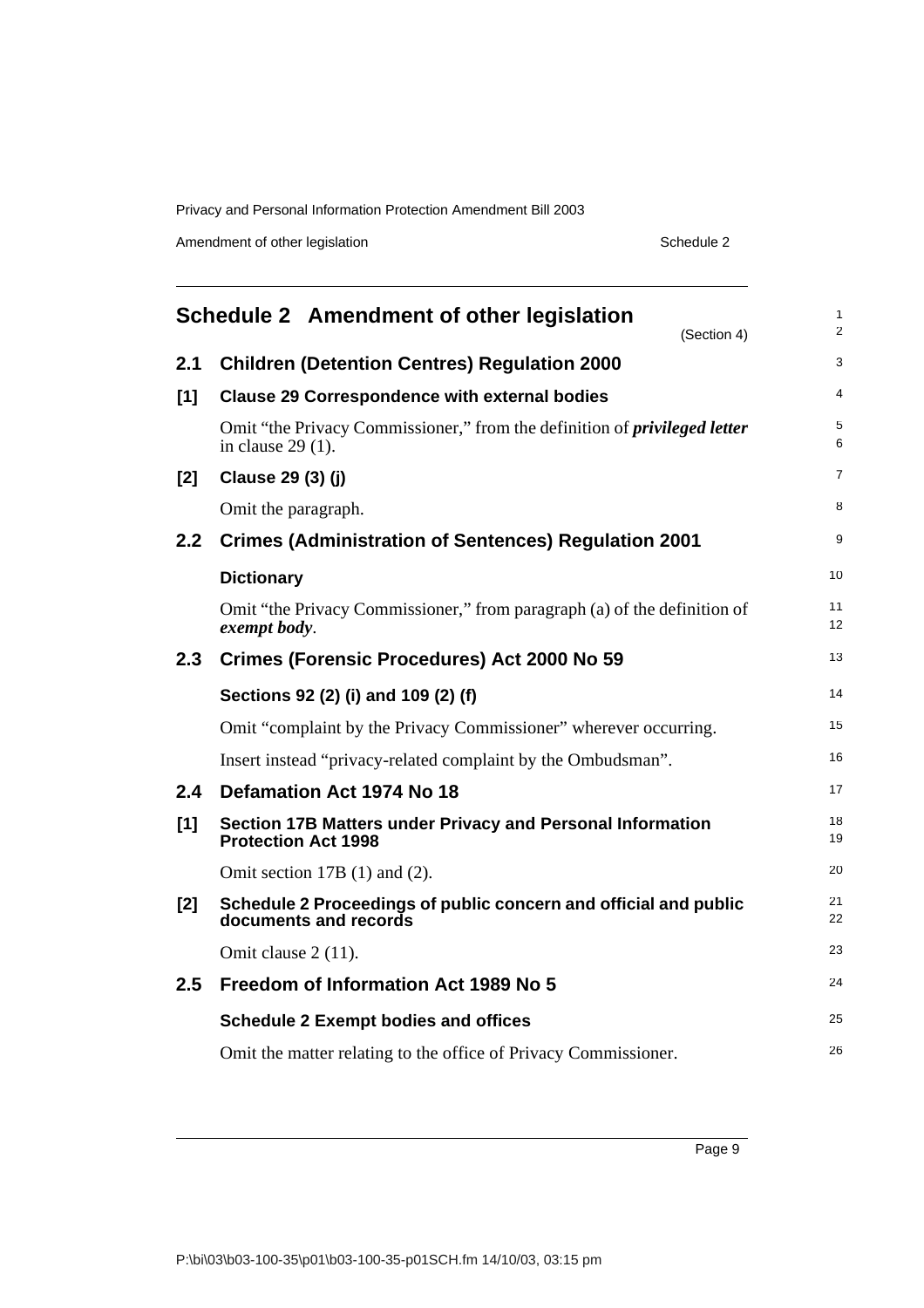# Schedule 2 Amendment of other legislation

(Section 4)

## 2.1 Children (Detention Centres) Regulation 2000

### [1] Clause 29 Correspondence with external bodies

Omit "the Privacy Commissioner," from the definition of ***privileged letter*** in clause 29 (1).

### [2] Clause 29 (3) (j)

Omit the paragraph.

## 2.2 Crimes (Administration of Sentences) Regulation 2001

### Dictionary

Omit "the Privacy Commissioner," from paragraph (a) of the definition of ***exempt body***.

## 2.3 Crimes (Forensic Procedures) Act 2000 No 59

### Sections 92 (2) (i) and 109 (2) (f)

Omit "complaint by the Privacy Commissioner" wherever occurring.

Insert instead "privacy-related complaint by the Ombudsman".

## 2.4 Defamation Act 1974 No 18

### [1] Section 17B Matters under Privacy and Personal Information Protection Act 1998

Omit section 17B (1) and (2).

### [2] Schedule 2 Proceedings of public concern and official and public documents and records

Omit clause 2 (11).

## 2.5 Freedom of Information Act 1989 No 5

### Schedule 2 Exempt bodies and offices

Omit the matter relating to the office of Privacy Commissioner.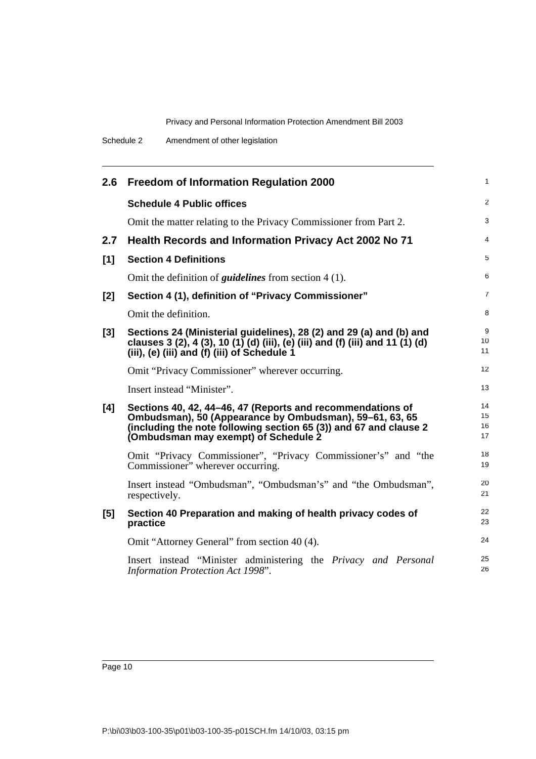## 2.6 Freedom of Information Regulation 2000

### Schedule 4 Public offices

Omit the matter relating to the Privacy Commissioner from Part 2.

## 2.7 Health Records and Information Privacy Act 2002 No 71

### [1] Section 4 Definitions

Omit the definition of ***guidelines*** from section 4 (1).

### [2] Section 4 (1), definition of "Privacy Commissioner"

Omit the definition.

### [3] Sections 24 (Ministerial guidelines), 28 (2) and 29 (a) and (b) and clauses 3 (2), 4 (3), 10 (1) (d) (iii), (e) (iii) and (f) (iii) and 11 (1) (d) (iii), (e) (iii) and (f) (iii) of Schedule 1

Omit "Privacy Commissioner" wherever occurring.

Insert instead "Minister".

### [4] Sections 40, 42, 44–46, 47 (Reports and recommendations of Ombudsman), 50 (Appearance by Ombudsman), 59–61, 63, 65 (including the note following section 65 (3)) and 67 and clause 2 (Ombudsman may exempt) of Schedule 2

Omit "Privacy Commissioner", "Privacy Commissioner's" and "the Commissioner" wherever occurring.

Insert instead "Ombudsman", "Ombudsman's" and "the Ombudsman", respectively.

### [5] Section 40 Preparation and making of health privacy codes of practice

Omit "Attorney General" from section 40 (4).

Insert instead "Minister administering the *Privacy and Personal Information Protection Act 1998*".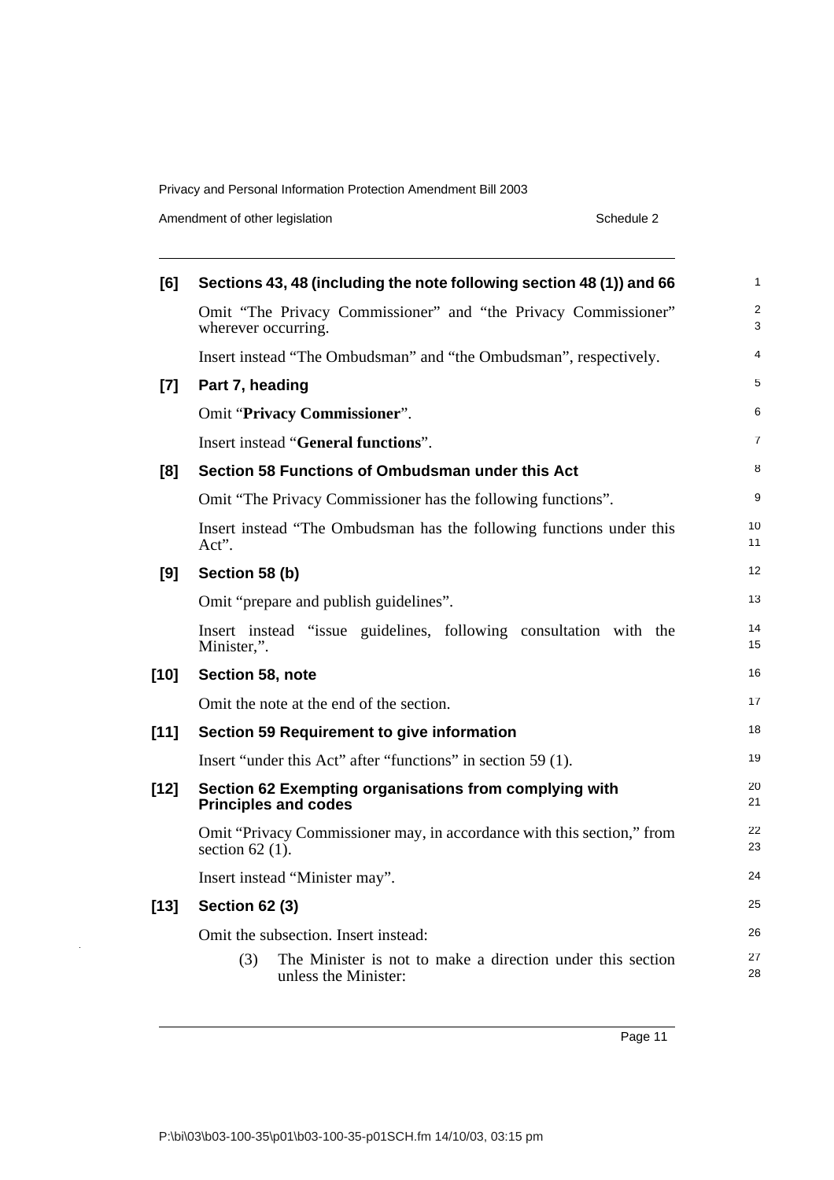**[6] Sections 43, 48 (including the note following section 48 (1)) and 66**

Omit "The Privacy Commissioner" and "the Privacy Commissioner" wherever occurring.

Insert instead "The Ombudsman" and "the Ombudsman", respectively.

**[7] Part 7, heading**

Omit "**Privacy Commissioner**".

Insert instead "**General functions**".

**[8] Section 58 Functions of Ombudsman under this Act**

Omit "The Privacy Commissioner has the following functions".

Insert instead "The Ombudsman has the following functions under this Act".

**[9] Section 58 (b)**

Omit "prepare and publish guidelines".

Insert instead "issue guidelines, following consultation with the Minister,".

**[10] Section 58, note**

Omit the note at the end of the section.

**[11] Section 59 Requirement to give information**

Insert "under this Act" after "functions" in section 59 (1).

**[12] Section 62 Exempting organisations from complying with Principles and codes**

Omit "Privacy Commissioner may, in accordance with this section," from section 62 (1).

Insert instead "Minister may".

**[13] Section 62 (3)**

Omit the subsection. Insert instead:

(3) The Minister is not to make a direction under this section unless the Minister: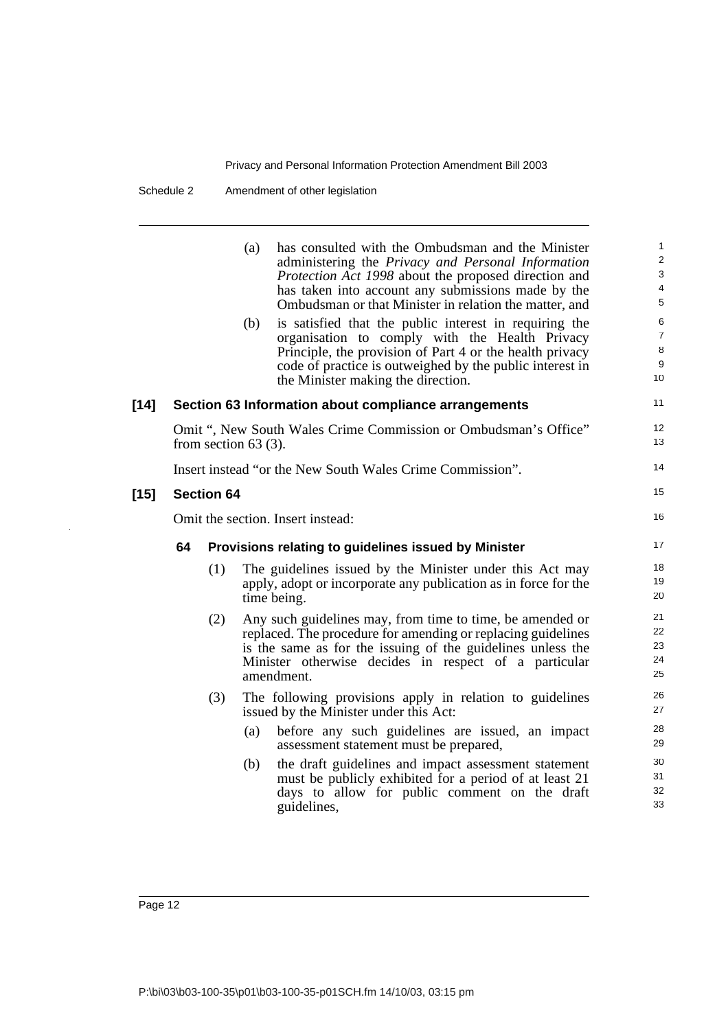(a) has consulted with the Ombudsman and the Minister administering the *Privacy and Personal Information Protection Act 1998* about the proposed direction and has taken into account any submissions made by the Ombudsman or that Minister in relation the matter, and

(b) is satisfied that the public interest in requiring the organisation to comply with the Health Privacy Principle, the provision of Part 4 or the health privacy code of practice is outweighed by the public interest in the Minister making the direction.

**[14] Section 63 Information about compliance arrangements**

Omit ", New South Wales Crime Commission or Ombudsman's Office" from section 63 (3).

Insert instead "or the New South Wales Crime Commission".

**[15] Section 64**

Omit the section. Insert instead:

**64 Provisions relating to guidelines issued by Minister**

(1) The guidelines issued by the Minister under this Act may apply, adopt or incorporate any publication as in force for the time being.

(2) Any such guidelines may, from time to time, be amended or replaced. The procedure for amending or replacing guidelines is the same as for the issuing of the guidelines unless the Minister otherwise decides in respect of a particular amendment.

(3) The following provisions apply in relation to guidelines issued by the Minister under this Act:

(a) before any such guidelines are issued, an impact assessment statement must be prepared,

(b) the draft guidelines and impact assessment statement must be publicly exhibited for a period of at least 21 days to allow for public comment on the draft guidelines,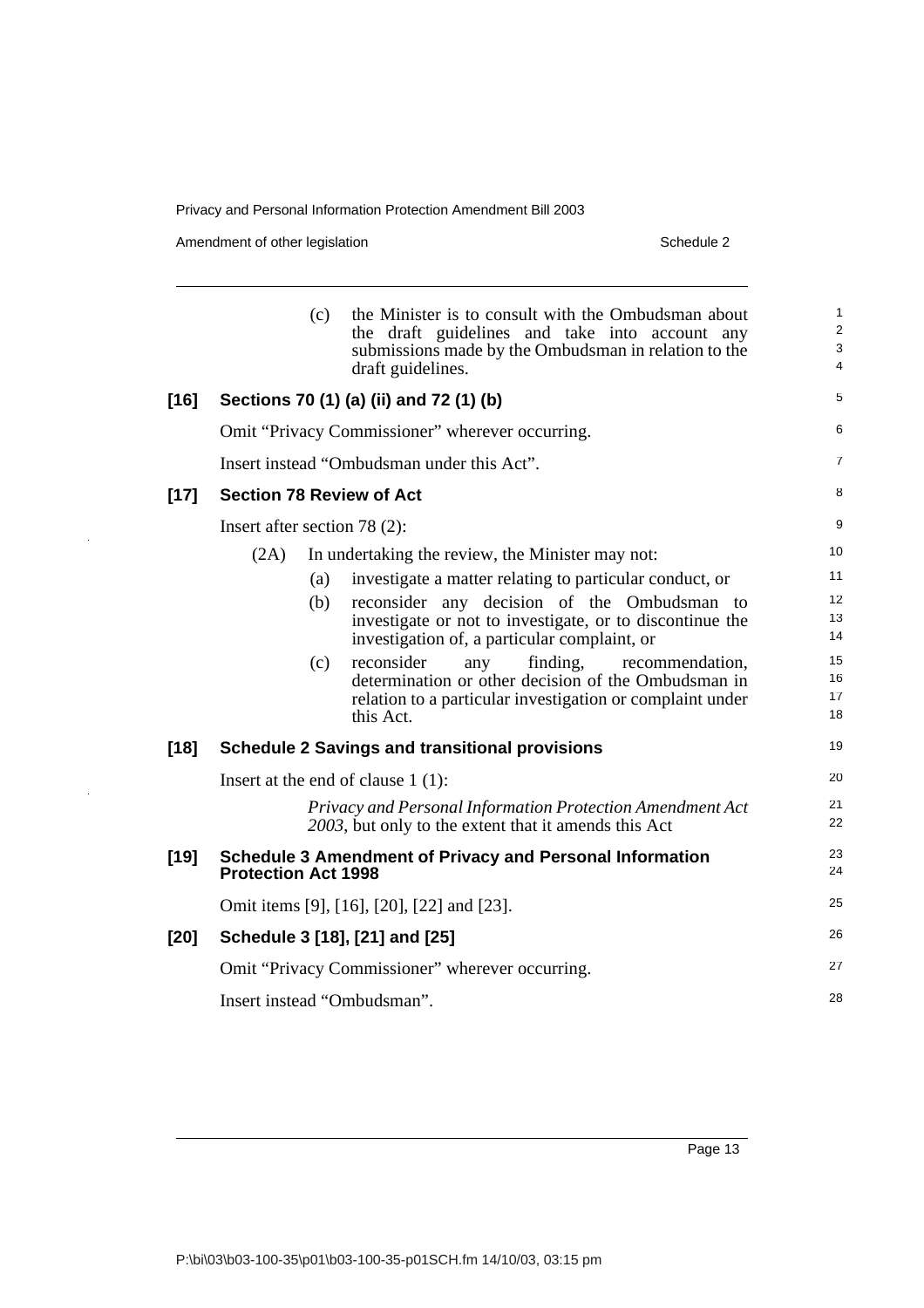(c) the Minister is to consult with the Ombudsman about the draft guidelines and take into account any submissions made by the Ombudsman in relation to the draft guidelines.

**[16] Sections 70 (1) (a) (ii) and 72 (1) (b)**

Omit "Privacy Commissioner" wherever occurring.

Insert instead "Ombudsman under this Act".

**[17] Section 78 Review of Act**

Insert after section 78 (2):

(2A) In undertaking the review, the Minister may not:

(a) investigate a matter relating to particular conduct, or

(b) reconsider any decision of the Ombudsman to investigate or not to investigate, or to discontinue the investigation of, a particular complaint, or

(c) reconsider any finding, recommendation, determination or other decision of the Ombudsman in relation to a particular investigation or complaint under this Act.

**[18] Schedule 2 Savings and transitional provisions**

Insert at the end of clause 1 (1):

*Privacy and Personal Information Protection Amendment Act 2003*, but only to the extent that it amends this Act

**[19] Schedule 3 Amendment of Privacy and Personal Information Protection Act 1998**

Omit items [9], [16], [20], [22] and [23].

**[20] Schedule 3 [18], [21] and [25]**

Omit "Privacy Commissioner" wherever occurring.

Insert instead "Ombudsman".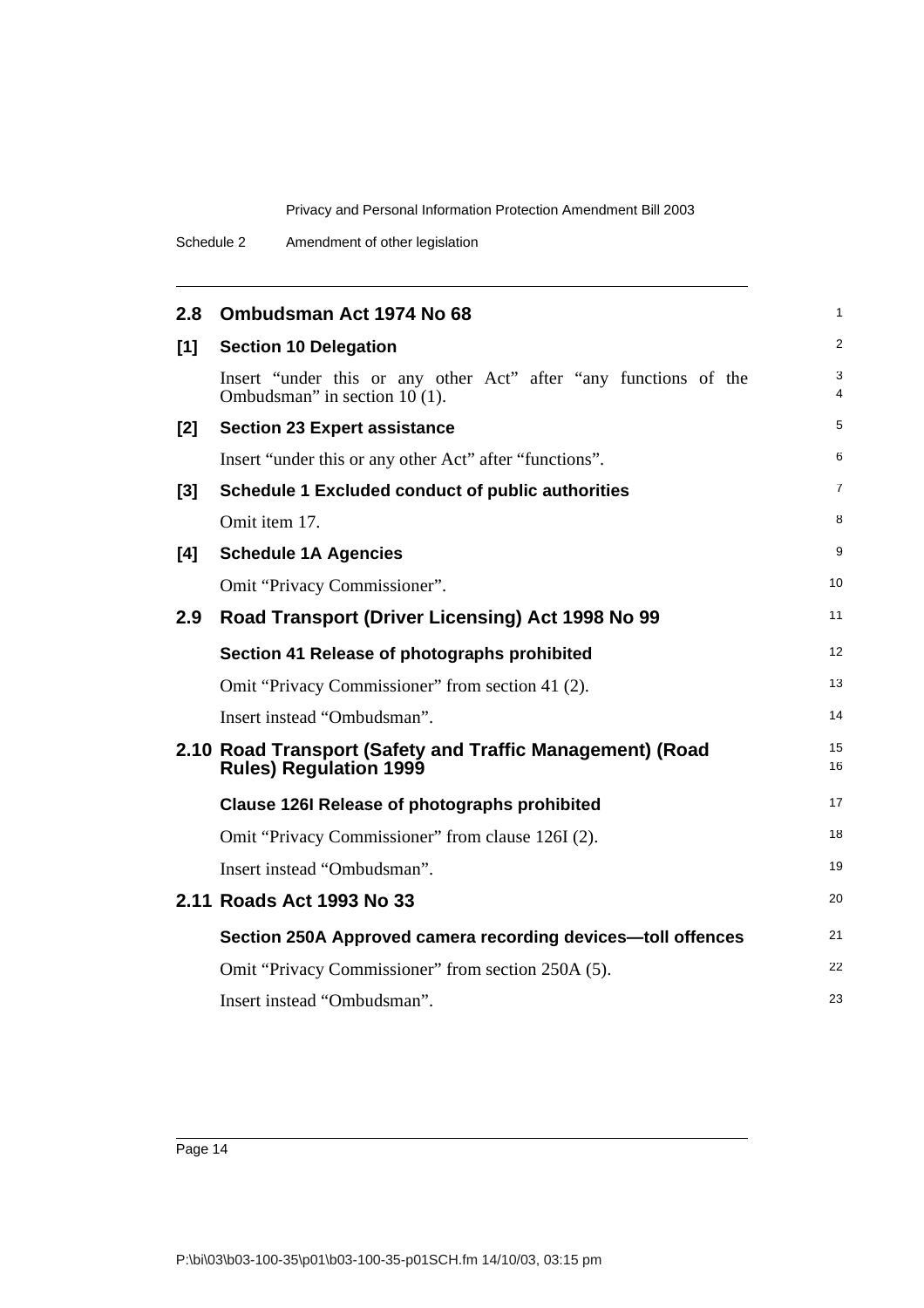## 2.8 Ombudsman Act 1974 No 68

**[1] Section 10 Delegation**

Insert "under this or any other Act" after "any functions of the Ombudsman" in section 10 (1).

**[2] Section 23 Expert assistance**

Insert "under this or any other Act" after "functions".

**[3] Schedule 1 Excluded conduct of public authorities**

Omit item 17.

**[4] Schedule 1A Agencies**

Omit "Privacy Commissioner".

## 2.9 Road Transport (Driver Licensing) Act 1998 No 99

**Section 41 Release of photographs prohibited**

Omit "Privacy Commissioner" from section 41 (2).

Insert instead "Ombudsman".

## 2.10 Road Transport (Safety and Traffic Management) (Road Rules) Regulation 1999

**Clause 126I Release of photographs prohibited**

Omit "Privacy Commissioner" from clause 126I (2).

Insert instead "Ombudsman".

## 2.11 Roads Act 1993 No 33

**Section 250A Approved camera recording devices—toll offences**

Omit "Privacy Commissioner" from section 250A (5).

Insert instead "Ombudsman".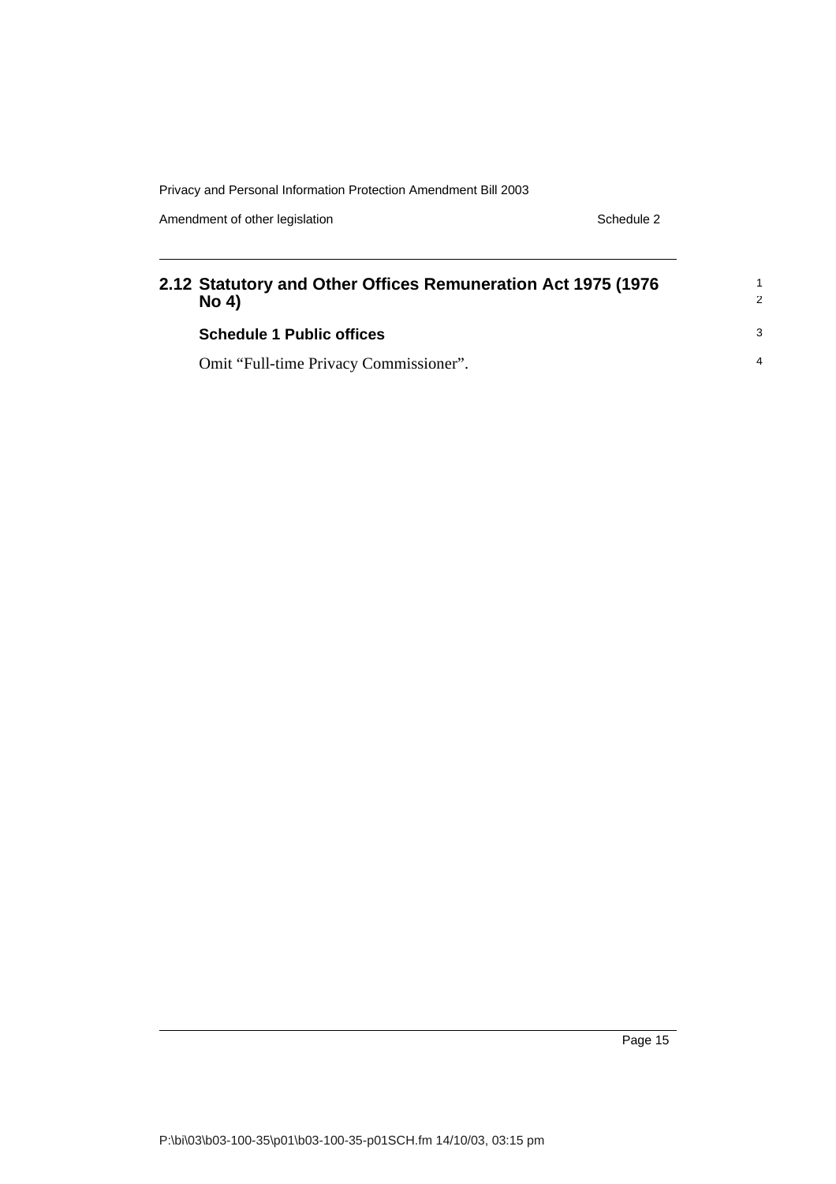## 2.12 Statutory and Other Offices Remuneration Act 1975 (1976 No 4)

### Schedule 1 Public offices

Omit “Full-time Privacy Commissioner”.